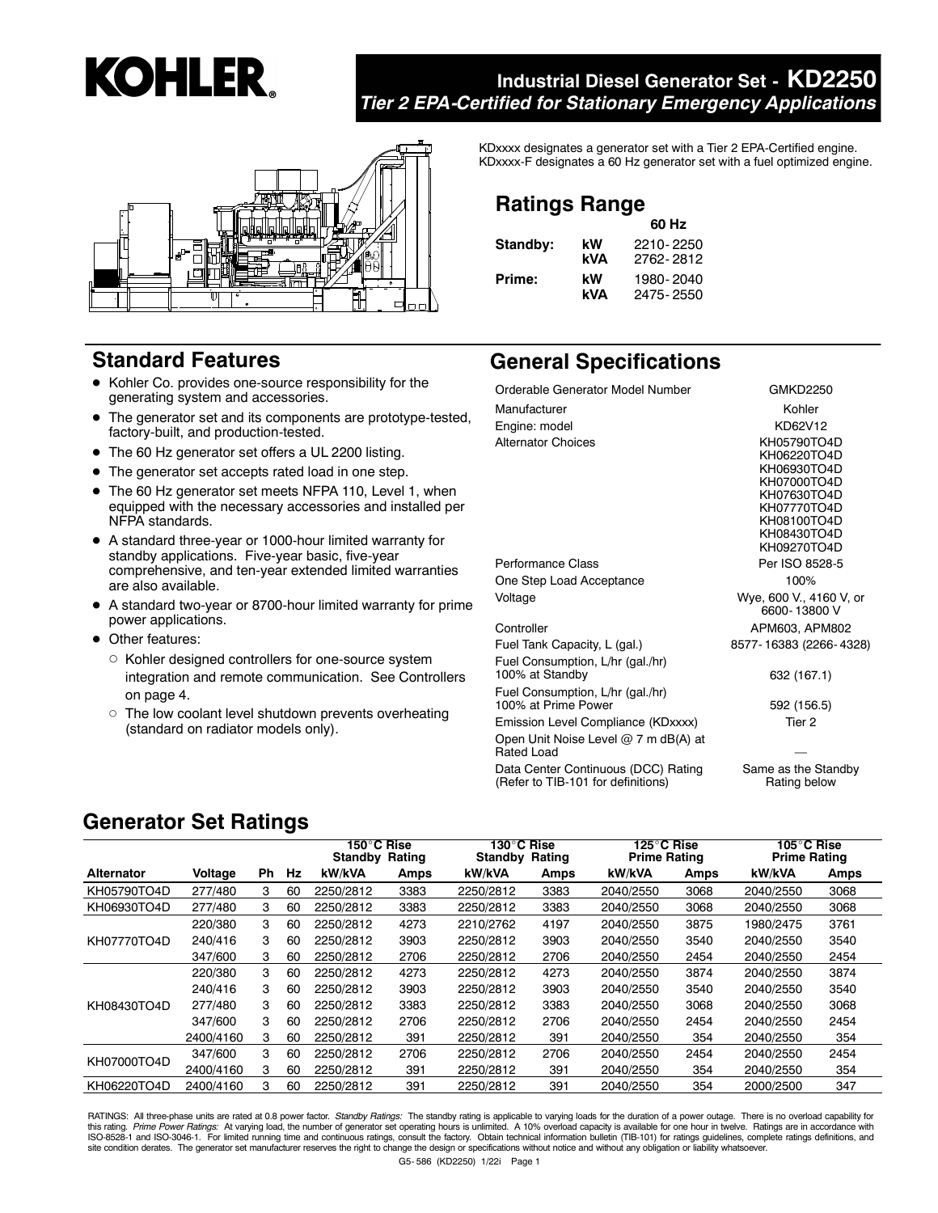# KOHLER

## Industrial Diesel Generator Set - KD2250

***Tier 2 EPA-Certified for Stationary Emergency Applications***

KDxxxx designates a generator set with a Tier 2 EPA-Certified engine.
KDxxxx-F designates a 60 Hz generator set with a fuel optimized engine.

## Ratings Range

| | | 60 Hz |
|---|---|---|
| **Standby:** | **kW** | 2210-2250 |
| | **kVA** | 2762-2812 |
| **Prime:** | **kW** | 1980-2040 |
| | **kVA** | 2475-2550 |

## Standard Features

- Kohler Co. provides one-source responsibility for the generating system and accessories.
- The generator set and its components are prototype-tested, factory-built, and production-tested.
- The 60 Hz generator set offers a UL 2200 listing.
- The generator set accepts rated load in one step.
- The 60 Hz generator set meets NFPA 110, Level 1, when equipped with the necessary accessories and installed per NFPA standards.
- A standard three-year or 1000-hour limited warranty for standby applications. Five-year basic, five-year comprehensive, and ten-year extended limited warranties are also available.
- A standard two-year or 8700-hour limited warranty for prime power applications.
- Other features:
  - Kohler designed controllers for one-source system integration and remote communication. See Controllers on page 4.
  - The low coolant level shutdown prevents overheating (standard on radiator models only).

## General Specifications

| | |
|---|---|
| Orderable Generator Model Number | GMKD2250 |
| Manufacturer | Kohler |
| Engine: model | KD62V12 |
| Alternator Choices | KH05790TO4D<br>KH06220TO4D<br>KH06930TO4D<br>KH07000TO4D<br>KH07630TO4D<br>KH07770TO4D<br>KH08100TO4D<br>KH08430TO4D<br>KH09270TO4D |
| Performance Class | Per ISO 8528-5 |
| One Step Load Acceptance | 100% |
| Voltage | Wye, 600 V., 4160 V, or 6600-13800 V |
| Controller | APM603, APM802 |
| Fuel Tank Capacity, L (gal.) | 8577-16383 (2266-4328) |
| Fuel Consumption, L/hr (gal./hr) 100% at Standby | 632 (167.1) |
| Fuel Consumption, L/hr (gal./hr) 100% at Prime Power | 592 (156.5) |
| Emission Level Compliance (KDxxxx) | Tier 2 |
| Open Unit Noise Level @ 7 m dB(A) at Rated Load | — |
| Data Center Continuous (DCC) Rating (Refer to TIB-101 for definitions) | Same as the Standby Rating below |

## Generator Set Ratings

| | | | | 150°C Rise Standby Rating | | 130°C Rise Standby Rating | | 125°C Rise Prime Rating | | 105°C Rise Prime Rating | |
|---|---|---|---|---|---|---|---|---|---|---|---|
| **Alternator** | **Voltage** | **Ph** | **Hz** | **kW/kVA** | **Amps** | **kW/kVA** | **Amps** | **kW/kVA** | **Amps** | **kW/kVA** | **Amps** |
| KH05790TO4D | 277/480 | 3 | 60 | 2250/2812 | 3383 | 2250/2812 | 3383 | 2040/2550 | 3068 | 2040/2550 | 3068 |
| KH06930TO4D | 277/480 | 3 | 60 | 2250/2812 | 3383 | 2250/2812 | 3383 | 2040/2550 | 3068 | 2040/2550 | 3068 |
| KH07770TO4D | 220/380 | 3 | 60 | 2250/2812 | 4273 | 2210/2762 | 4197 | 2040/2550 | 3875 | 1980/2475 | 3761 |
| | 240/416 | 3 | 60 | 2250/2812 | 3903 | 2250/2812 | 3903 | 2040/2550 | 3540 | 2040/2550 | 3540 |
| | 347/600 | 3 | 60 | 2250/2812 | 2706 | 2250/2812 | 2706 | 2040/2550 | 2454 | 2040/2550 | 2454 |
| KH08430TO4D | 220/380 | 3 | 60 | 2250/2812 | 4273 | 2250/2812 | 4273 | 2040/2550 | 3874 | 2040/2550 | 3874 |
| | 240/416 | 3 | 60 | 2250/2812 | 3903 | 2250/2812 | 3903 | 2040/2550 | 3540 | 2040/2550 | 3540 |
| | 277/480 | 3 | 60 | 2250/2812 | 3383 | 2250/2812 | 3383 | 2040/2550 | 3068 | 2040/2550 | 3068 |
| | 347/600 | 3 | 60 | 2250/2812 | 2706 | 2250/2812 | 2706 | 2040/2550 | 2454 | 2040/2550 | 2454 |
| | 2400/4160 | 3 | 60 | 2250/2812 | 391 | 2250/2812 | 391 | 2040/2550 | 354 | 2040/2550 | 354 |
| KH07000TO4D | 347/600 | 3 | 60 | 2250/2812 | 2706 | 2250/2812 | 2706 | 2040/2550 | 2454 | 2040/2550 | 2454 |
| | 2400/4160 | 3 | 60 | 2250/2812 | 391 | 2250/2812 | 391 | 2040/2550 | 354 | 2040/2550 | 354 |
| KH06220TO4D | 2400/4160 | 3 | 60 | 2250/2812 | 391 | 2250/2812 | 391 | 2040/2550 | 354 | 2000/2500 | 347 |

RATINGS: All three-phase units are rated at 0.8 power factor. *Standby Ratings:* The standby rating is applicable to varying loads for the duration of a power outage. There is no overload capability for this rating. *Prime Power Ratings:* At varying load, the number of generator set operating hours is unlimited. A 10% overload capacity is available for one hour in twelve. Ratings are in accordance with ISO-8528-1 and ISO-3046-1. For limited running time and continuous ratings, consult the factory. Obtain technical information bulletin (TIB-101) for ratings guidelines, complete ratings definitions, and site condition derates. The generator set manufacturer reserves the right to change the design or specifications without notice and without any obligation or liability whatsoever.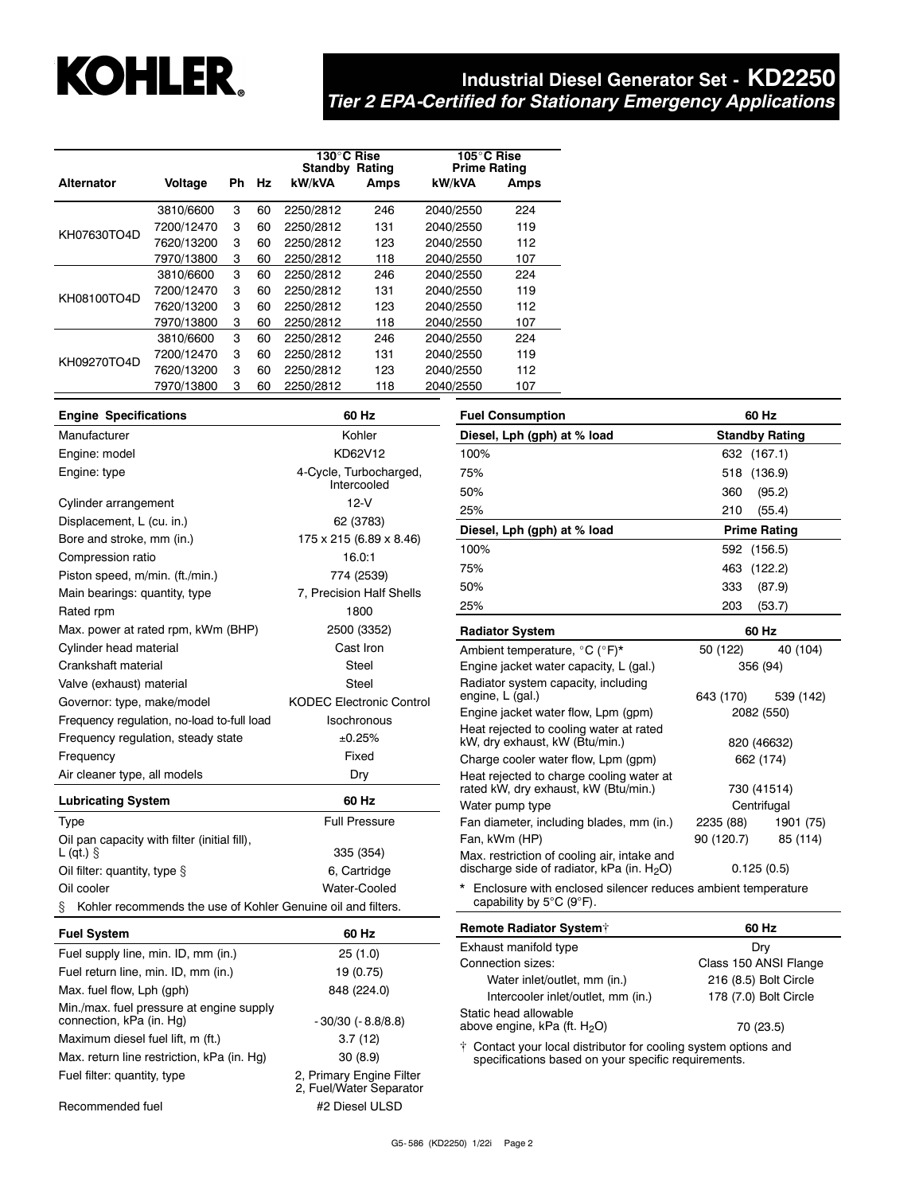# Industrial Diesel Generator Set - KD2250

***Tier 2 EPA-Certified for Stationary Emergency Applications***

| Alternator | Voltage | Ph | Hz | 130°C Rise Standby Rating kW/kVA | Amps | 105°C Rise Prime Rating kW/kVA | Amps |
|---|---|---|---|---|---|---|---|
| KH07630TO4D | 3810/6600 | 3 | 60 | 2250/2812 | 246 | 2040/2550 | 224 |
| | 7200/12470 | 3 | 60 | 2250/2812 | 131 | 2040/2550 | 119 |
| | 7620/13200 | 3 | 60 | 2250/2812 | 123 | 2040/2550 | 112 |
| | 7970/13800 | 3 | 60 | 2250/2812 | 118 | 2040/2550 | 107 |
| KH08100TO4D | 3810/6600 | 3 | 60 | 2250/2812 | 246 | 2040/2550 | 224 |
| | 7200/12470 | 3 | 60 | 2250/2812 | 131 | 2040/2550 | 119 |
| | 7620/13200 | 3 | 60 | 2250/2812 | 123 | 2040/2550 | 112 |
| | 7970/13800 | 3 | 60 | 2250/2812 | 118 | 2040/2550 | 107 |
| KH09270TO4D | 3810/6600 | 3 | 60 | 2250/2812 | 246 | 2040/2550 | 224 |
| | 7200/12470 | 3 | 60 | 2250/2812 | 131 | 2040/2550 | 119 |
| | 7620/13200 | 3 | 60 | 2250/2812 | 123 | 2040/2550 | 112 |
| | 7970/13800 | 3 | 60 | 2250/2812 | 118 | 2040/2550 | 107 |

| Engine Specifications | 60 Hz |
|---|---|
| Manufacturer | Kohler |
| Engine: model | KD62V12 |
| Engine: type | 4-Cycle, Turbocharged, Intercooled |
| Cylinder arrangement | 12-V |
| Displacement, L (cu. in.) | 62 (3783) |
| Bore and stroke, mm (in.) | 175 x 215 (6.89 x 8.46) |
| Compression ratio | 16.0:1 |
| Piston speed, m/min. (ft./min.) | 774 (2539) |
| Main bearings: quantity, type | 7, Precision Half Shells |
| Rated rpm | 1800 |
| Max. power at rated rpm, kWm (BHP) | 2500 (3352) |
| Cylinder head material | Cast Iron |
| Crankshaft material | Steel |
| Valve (exhaust) material | Steel |
| Governor: type, make/model | KODEC Electronic Control |
| Frequency regulation, no-load to-full load | Isochronous |
| Frequency regulation, steady state | ±0.25% |
| Frequency | Fixed |
| Air cleaner type, all models | Dry |

| Lubricating System | 60 Hz |
|---|---|
| Type | Full Pressure |
| Oil pan capacity with filter (initial fill), L (qt.) § | 335 (354) |
| Oil filter: quantity, type § | 6, Cartridge |
| Oil cooler | Water-Cooled |

§ Kohler recommends the use of Kohler Genuine oil and filters.

| Fuel System | 60 Hz |
|---|---|
| Fuel supply line, min. ID, mm (in.) | 25 (1.0) |
| Fuel return line, min. ID, mm (in.) | 19 (0.75) |
| Max. fuel flow, Lph (gph) | 848 (224.0) |
| Min./max. fuel pressure at engine supply connection, kPa (in. Hg) | -30/30 (-8.8/8.8) |
| Maximum diesel fuel lift, m (ft.) | 3.7 (12) |
| Max. return line restriction, kPa (in. Hg) | 30 (8.9) |
| Fuel filter: quantity, type | 2, Primary Engine Filter; 2, Fuel/Water Separator |
| Recommended fuel | #2 Diesel ULSD |

| Fuel Consumption | 60 Hz |
|---|---|
| **Diesel, Lph (gph) at % load** | **Standby Rating** |
| 100% | 632 (167.1) |
| 75% | 518 (136.9) |
| 50% | 360 (95.2) |
| 25% | 210 (55.4) |
| **Diesel, Lph (gph) at % load** | **Prime Rating** |
| 100% | 592 (156.5) |
| 75% | 463 (122.2) |
| 50% | 333 (87.9) |
| 25% | 203 (53.7) |

| Radiator System | 60 Hz | |
|---|---|---|
| Ambient temperature, °C (°F)* | 50 (122) | 40 (104) |
| Engine jacket water capacity, L (gal.) | 356 (94) | |
| Radiator system capacity, including engine, L (gal.) | 643 (170) | 539 (142) |
| Engine jacket water flow, Lpm (gpm) | 2082 (550) | |
| Heat rejected to cooling water at rated kW, dry exhaust, kW (Btu/min.) | 820 (46632) | |
| Charge cooler water flow, Lpm (gpm) | 662 (174) | |
| Heat rejected to charge cooling water at rated kW, dry exhaust, kW (Btu/min.) | 730 (41514) | |
| Water pump type | Centrifugal | |
| Fan diameter, including blades, mm (in.) | 2235 (88) | 1901 (75) |
| Fan, kWm (HP) | 90 (120.7) | 85 (114) |
| Max. restriction of cooling air, intake and discharge side of radiator, kPa (in. $H_2O$) | 0.125 (0.5) | |

\* Enclosure with enclosed silencer reduces ambient temperature capability by 5°C (9°F).

| Remote Radiator System† | 60 Hz |
|---|---|
| Exhaust manifold type | Dry |
| Connection sizes: | Class 150 ANSI Flange |
| Water inlet/outlet, mm (in.) | 216 (8.5) Bolt Circle |
| Intercooler inlet/outlet, mm (in.) | 178 (7.0) Bolt Circle |
| Static head allowable above engine, kPa (ft. $H_2O$) | 70 (23.5) |

† Contact your local distributor for cooling system options and specifications based on your specific requirements.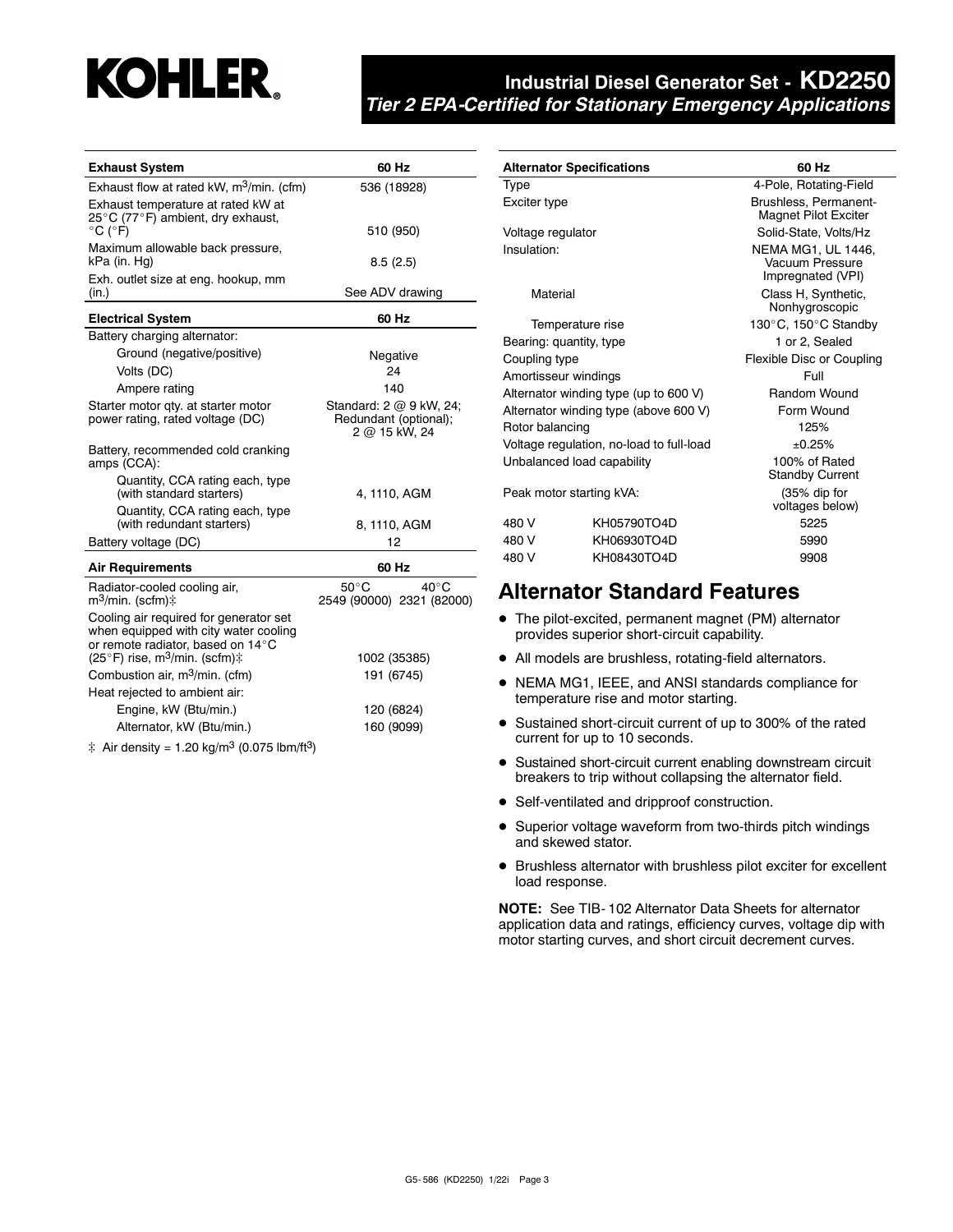# Industrial Diesel Generator Set - KD2250

## *Tier 2 EPA-Certified for Stationary Emergency Applications*

| Exhaust System | 60 Hz |
|---|---|
| Exhaust flow at rated kW, $m^3$/min. (cfm) | 536 (18928) |
| Exhaust temperature at rated kW at 25°C (77°F) ambient, dry exhaust, °C (°F) | 510 (950) |
| Maximum allowable back pressure, kPa (in. Hg) | 8.5 (2.5) |
| Exh. outlet size at eng. hookup, mm (in.) | See ADV drawing |

| Electrical System | 60 Hz |
|---|---|
| Battery charging alternator: | |
| Ground (negative/positive) | Negative |
| Volts (DC) | 24 |
| Ampere rating | 140 |
| Starter motor qty. at starter motor power rating, rated voltage (DC) | Standard: 2 @ 9 kW, 24; Redundant (optional); 2 @ 15 kW, 24 |
| Battery, recommended cold cranking amps (CCA): | |
| Quantity, CCA rating each, type (with standard starters) | 4, 1110, AGM |
| Quantity, CCA rating each, type (with redundant starters) | 8, 1110, AGM |
| Battery voltage (DC) | 12 |

| Air Requirements | 60 Hz | |
|---|---|---|
| Radiator-cooled cooling air, $m^3$/min. (scfm)‡ | 50°C 2549 (90000) | 40°C 2321 (82000) |
| Cooling air required for generator set when equipped with city water cooling or remote radiator, based on 14°C (25°F) rise, $m^3$/min. (scfm)‡ | 1002 (35385) | |
| Combustion air, $m^3$/min. (cfm) | 191 (6745) | |
| Heat rejected to ambient air: | | |
| Engine, kW (Btu/min.) | 120 (6824) | |
| Alternator, kW (Btu/min.) | 160 (9099) | |

‡ Air density = 1.20 kg/$m^3$ (0.075 lbm/$ft^3$)

| Alternator Specifications | | 60 Hz |
|---|---|---|
| Type | | 4-Pole, Rotating-Field |
| Exciter type | | Brushless, Permanent-Magnet Pilot Exciter |
| Voltage regulator | | Solid-State, Volts/Hz |
| Insulation: | | NEMA MG1, UL 1446, Vacuum Pressure Impregnated (VPI) |
| Material | | Class H, Synthetic, Nonhygroscopic |
| Temperature rise | | 130°C, 150°C Standby |
| Bearing: quantity, type | | 1 or 2, Sealed |
| Coupling type | | Flexible Disc or Coupling |
| Amortisseur windings | | Full |
| Alternator winding type (up to 600 V) | | Random Wound |
| Alternator winding type (above 600 V) | | Form Wound |
| Rotor balancing | | 125% |
| Voltage regulation, no-load to full-load | | ±0.25% |
| Unbalanced load capability | | 100% of Rated Standby Current |
| Peak motor starting kVA: | | (35% dip for voltages below) |
| 480 V | KH05790TO4D | 5225 |
| 480 V | KH06930TO4D | 5990 |
| 480 V | KH08430TO4D | 9908 |

## Alternator Standard Features

- The pilot-excited, permanent magnet (PM) alternator provides superior short-circuit capability.
- All models are brushless, rotating-field alternators.
- NEMA MG1, IEEE, and ANSI standards compliance for temperature rise and motor starting.
- Sustained short-circuit current of up to 300% of the rated current for up to 10 seconds.
- Sustained short-circuit current enabling downstream circuit breakers to trip without collapsing the alternator field.
- Self-ventilated and dripproof construction.
- Superior voltage waveform from two-thirds pitch windings and skewed stator.
- Brushless alternator with brushless pilot exciter for excellent load response.

**NOTE:** See TIB-102 Alternator Data Sheets for alternator application data and ratings, efficiency curves, voltage dip with motor starting curves, and short circuit decrement curves.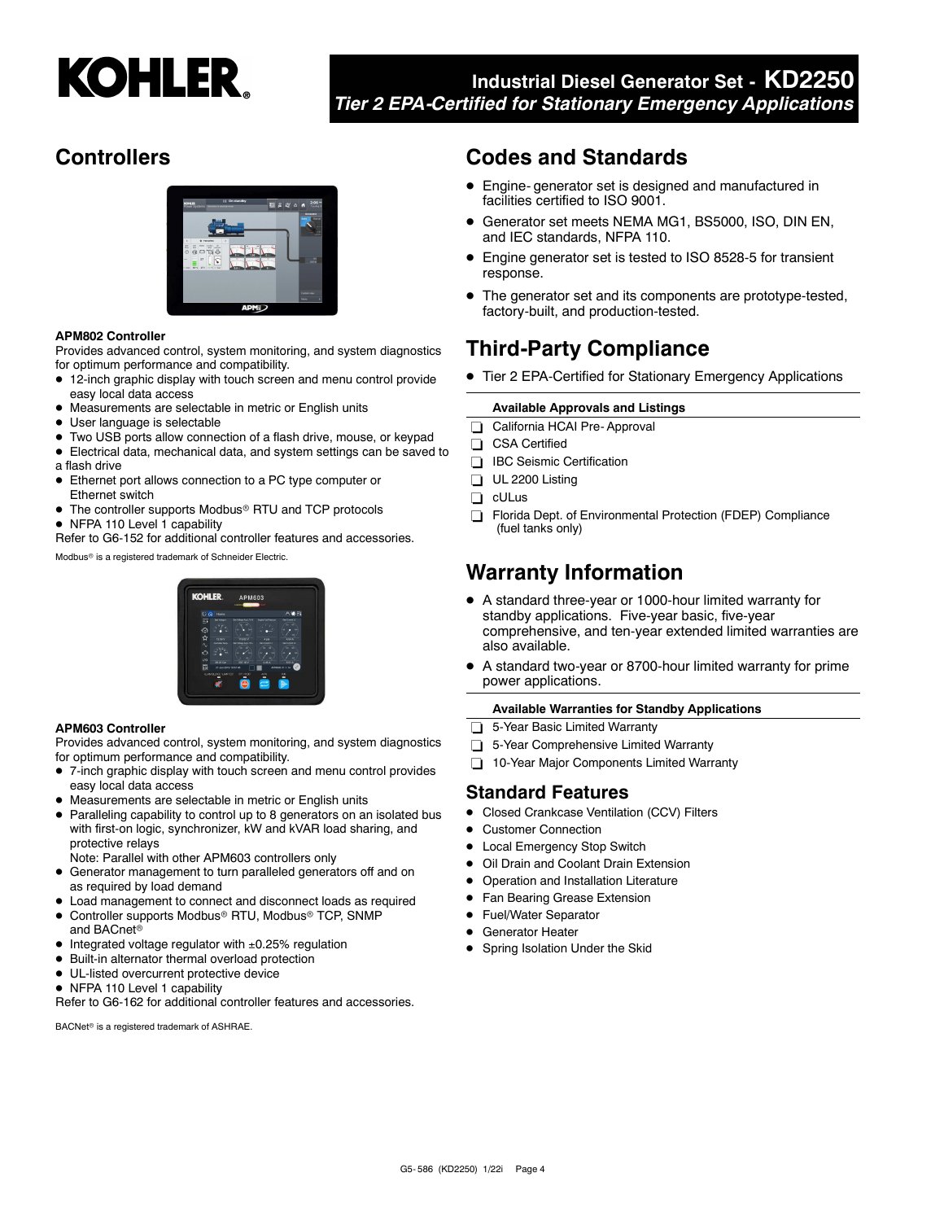# Industrial Diesel Generator Set - KD2250

*Tier 2 EPA-Certified for Stationary Emergency Applications*

## Controllers

**APM802 Controller**

Provides advanced control, system monitoring, and system diagnostics for optimum performance and compatibility.

- 12-inch graphic display with touch screen and menu control provide easy local data access
- Measurements are selectable in metric or English units
- User language is selectable
- Two USB ports allow connection of a flash drive, mouse, or keypad
- Electrical data, mechanical data, and system settings can be saved to a flash drive
- Ethernet port allows connection to a PC type computer or Ethernet switch
- The controller supports Modbus® RTU and TCP protocols
- NFPA 110 Level 1 capability

Refer to G6-152 for additional controller features and accessories.

Modbus® is a registered trademark of Schneider Electric.

**APM603 Controller**

Provides advanced control, system monitoring, and system diagnostics for optimum performance and compatibility.

- 7-inch graphic display with touch screen and menu control provides easy local data access
- Measurements are selectable in metric or English units
- Paralleling capability to control up to 8 generators on an isolated bus with first-on logic, synchronizer, kW and kVAR load sharing, and protective relays
  Note: Parallel with other APM603 controllers only
- Generator management to turn paralleled generators off and on as required by load demand
- Load management to connect and disconnect loads as required
- Controller supports Modbus® RTU, Modbus® TCP, SNMP and BACnet®
- Integrated voltage regulator with ±0.25% regulation
- Built-in alternator thermal overload protection
- UL-listed overcurrent protective device
- NFPA 110 Level 1 capability

Refer to G6-162 for additional controller features and accessories.

BACNet® is a registered trademark of ASHRAE.

## Codes and Standards

- Engine- generator set is designed and manufactured in facilities certified to ISO 9001.
- Generator set meets NEMA MG1, BS5000, ISO, DIN EN, and IEC standards, NFPA 110.
- Engine generator set is tested to ISO 8528-5 for transient response.
- The generator set and its components are prototype-tested, factory-built, and production-tested.

## Third-Party Compliance

- Tier 2 EPA-Certified for Stationary Emergency Applications

**Available Approvals and Listings**

- ☐ California HCAI Pre- Approval
- ☐ CSA Certified
- ☐ IBC Seismic Certification
- ☐ UL 2200 Listing
- ☐ cULus
- ☐ Florida Dept. of Environmental Protection (FDEP) Compliance (fuel tanks only)

## Warranty Information

- A standard three-year or 1000-hour limited warranty for standby applications. Five-year basic, five-year comprehensive, and ten-year extended limited warranties are also available.
- A standard two-year or 8700-hour limited warranty for prime power applications.

**Available Warranties for Standby Applications**

- ☐ 5-Year Basic Limited Warranty
- ☐ 5-Year Comprehensive Limited Warranty
- ☐ 10-Year Major Components Limited Warranty

## Standard Features

- Closed Crankcase Ventilation (CCV) Filters
- Customer Connection
- Local Emergency Stop Switch
- Oil Drain and Coolant Drain Extension
- Operation and Installation Literature
- Fan Bearing Grease Extension
- Fuel/Water Separator
- Generator Heater
- Spring Isolation Under the Skid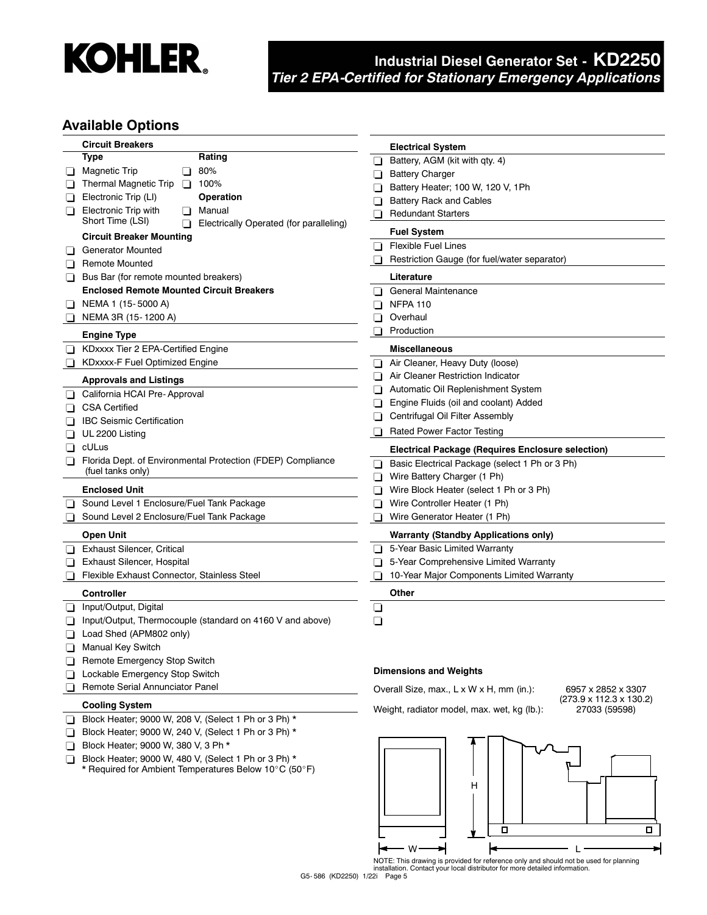## Industrial Diesel Generator Set - KD2250
*Tier 2 EPA-Certified for Stationary Emergency Applications*

## Available Options

### Circuit Breakers

**Type**
- ❑ Magnetic Trip
- ❑ Thermal Magnetic Trip
- ❑ Electronic Trip (LI)
- ❑ Electronic Trip with Short Time (LSI)

**Rating**
- ❑ 80%
- ❑ 100%

**Operation**
- ❑ Manual
- ❑ Electrically Operated (for paralleling)

**Circuit Breaker Mounting**
- ❑ Generator Mounted
- ❑ Remote Mounted
- ❑ Bus Bar (for remote mounted breakers)

**Enclosed Remote Mounted Circuit Breakers**
- ❑ NEMA 1 (15-5000 A)
- ❑ NEMA 3R (15-1200 A)

### Engine Type
- ❑ KDxxxx Tier 2 EPA-Certified Engine
- ❑ KDxxxx-F Fuel Optimized Engine

### Approvals and Listings
- ❑ California HCAI Pre-Approval
- ❑ CSA Certified
- ❑ IBC Seismic Certification
- ❑ UL 2200 Listing
- ❑ cULus
- ❑ Florida Dept. of Environmental Protection (FDEP) Compliance (fuel tanks only)

### Enclosed Unit
- ❑ Sound Level 1 Enclosure/Fuel Tank Package
- ❑ Sound Level 2 Enclosure/Fuel Tank Package

### Open Unit
- ❑ Exhaust Silencer, Critical
- ❑ Exhaust Silencer, Hospital
- ❑ Flexible Exhaust Connector, Stainless Steel

### Controller
- ❑ Input/Output, Digital
- ❑ Input/Output, Thermocouple (standard on 4160 V and above)
- ❑ Load Shed (APM802 only)
- ❑ Manual Key Switch
- ❑ Remote Emergency Stop Switch
- ❑ Lockable Emergency Stop Switch
- ❑ Remote Serial Annunciator Panel

### Cooling System
- ❑ Block Heater; 9000 W, 208 V, (Select 1 Ph or 3 Ph) *
- ❑ Block Heater; 9000 W, 240 V, (Select 1 Ph or 3 Ph) *
- ❑ Block Heater; 9000 W, 380 V, 3 Ph *
- ❑ Block Heater; 9000 W, 480 V, (Select 1 Ph or 3 Ph) *

\* Required for Ambient Temperatures Below 10°C (50°F)

### Electrical System
- ❑ Battery, AGM (kit with qty. 4)
- ❑ Battery Charger
- ❑ Battery Heater; 100 W, 120 V, 1Ph
- ❑ Battery Rack and Cables
- ❑ Redundant Starters

### Fuel System
- ❑ Flexible Fuel Lines
- ❑ Restriction Gauge (for fuel/water separator)

### Literature
- ❑ General Maintenance
- ❑ NFPA 110
- ❑ Overhaul
- ❑ Production

### Miscellaneous
- ❑ Air Cleaner, Heavy Duty (loose)
- ❑ Air Cleaner Restriction Indicator
- ❑ Automatic Oil Replenishment System
- ❑ Engine Fluids (oil and coolant) Added
- ❑ Centrifugal Oil Filter Assembly
- ❑ Rated Power Factor Testing

### Electrical Package (Requires Enclosure selection)
- ❑ Basic Electrical Package (select 1 Ph or 3 Ph)
- ❑ Wire Battery Charger (1 Ph)
- ❑ Wire Block Heater (select 1 Ph or 3 Ph)
- ❑ Wire Controller Heater (1 Ph)
- ❑ Wire Generator Heater (1 Ph)

### Warranty (Standby Applications only)
- ❑ 5-Year Basic Limited Warranty
- ❑ 5-Year Comprehensive Limited Warranty
- ❑ 10-Year Major Components Limited Warranty

### Other
- ❑
- ❑

### Dimensions and Weights

| | |
|---|---|
| Overall Size, max., L x W x H, mm (in.): | 6957 x 2852 x 3307 (273.9 x 112.3 x 130.2) |
| Weight, radiator model, max. wet, kg (lb.): | 27033 (59598) |

NOTE: This drawing is provided for reference only and should not be used for planning installation. Contact your local distributor for more detailed information.

G5-586 (KD2250) 1/22i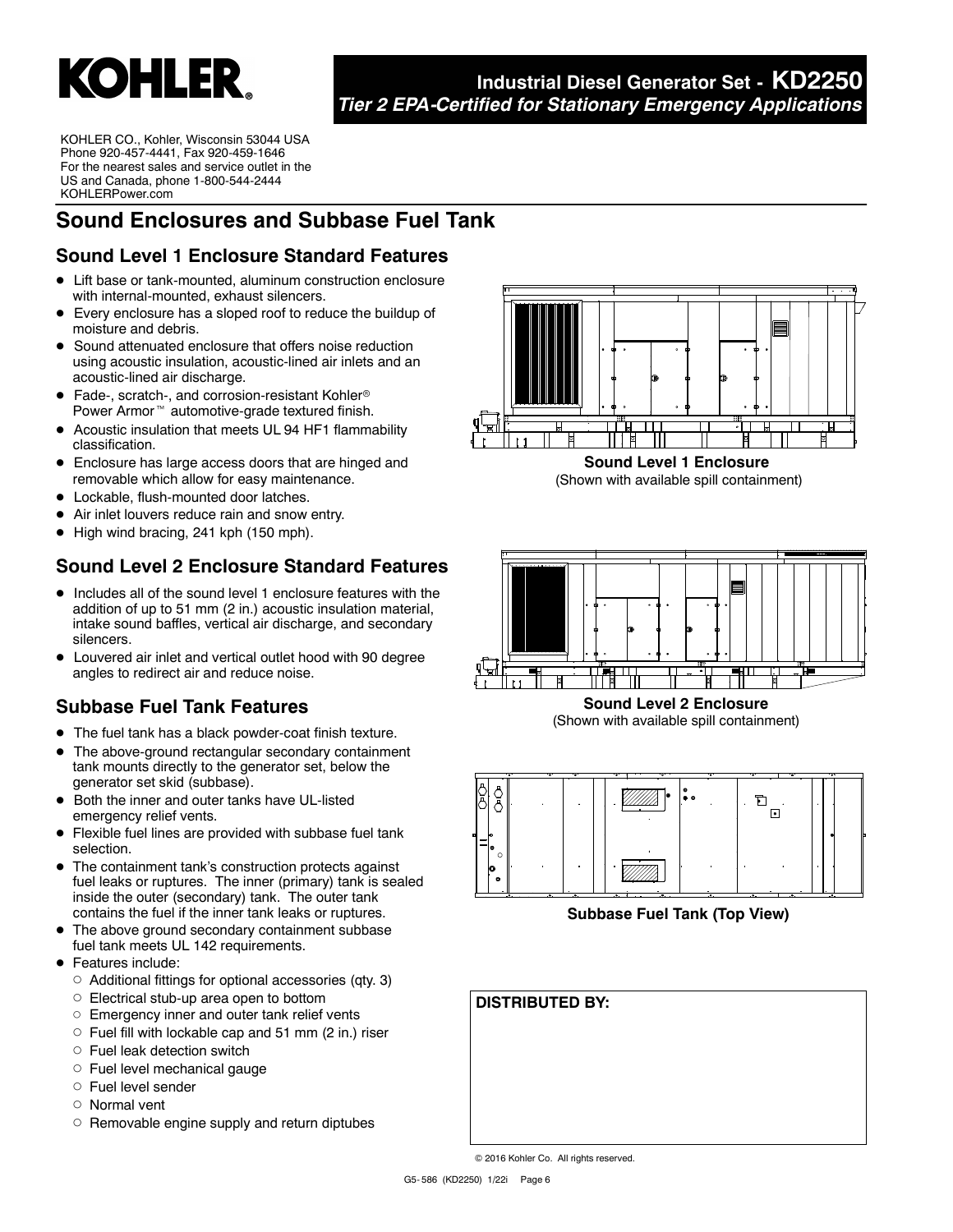# Sound Enclosures and Subbase Fuel Tank

## Sound Level 1 Enclosure Standard Features

- Lift base or tank-mounted, aluminum construction enclosure with internal-mounted, exhaust silencers.
- Every enclosure has a sloped roof to reduce the buildup of moisture and debris.
- Sound attenuated enclosure that offers noise reduction using acoustic insulation, acoustic-lined air inlets and an acoustic-lined air discharge.
- Fade-, scratch-, and corrosion-resistant Kohler® Power Armor™ automotive-grade textured finish.
- Acoustic insulation that meets UL 94 HF1 flammability classification.
- Enclosure has large access doors that are hinged and removable which allow for easy maintenance.
- Lockable, flush-mounted door latches.
- Air inlet louvers reduce rain and snow entry.
- High wind bracing, 241 kph (150 mph).

**Sound Level 1 Enclosure**
(Shown with available spill containment)

## Sound Level 2 Enclosure Standard Features

- Includes all of the sound level 1 enclosure features with the addition of up to 51 mm (2 in.) acoustic insulation material, intake sound baffles, vertical air discharge, and secondary silencers.
- Louvered air inlet and vertical outlet hood with 90 degree angles to redirect air and reduce noise.

**Sound Level 2 Enclosure**
(Shown with available spill containment)

## Subbase Fuel Tank Features

- The fuel tank has a black powder-coat finish texture.
- The above-ground rectangular secondary containment tank mounts directly to the generator set, below the generator set skid (subbase).
- Both the inner and outer tanks have UL-listed emergency relief vents.
- Flexible fuel lines are provided with subbase fuel tank selection.
- The containment tank's construction protects against fuel leaks or ruptures. The inner (primary) tank is sealed inside the outer (secondary) tank. The outer tank contains the fuel if the inner tank leaks or ruptures.
- The above ground secondary containment subbase fuel tank meets UL 142 requirements.
- Features include:
  - Additional fittings for optional accessories (qty. 3)
  - Electrical stub-up area open to bottom
  - Emergency inner and outer tank relief vents
  - Fuel fill with lockable cap and 51 mm (2 in.) riser
  - Fuel leak detection switch
  - Fuel level mechanical gauge
  - Fuel level sender
  - Normal vent
  - Removable engine supply and return diptubes

**Subbase Fuel Tank (Top View)**

**DISTRIBUTED BY:**

© 2016 Kohler Co. All rights reserved.